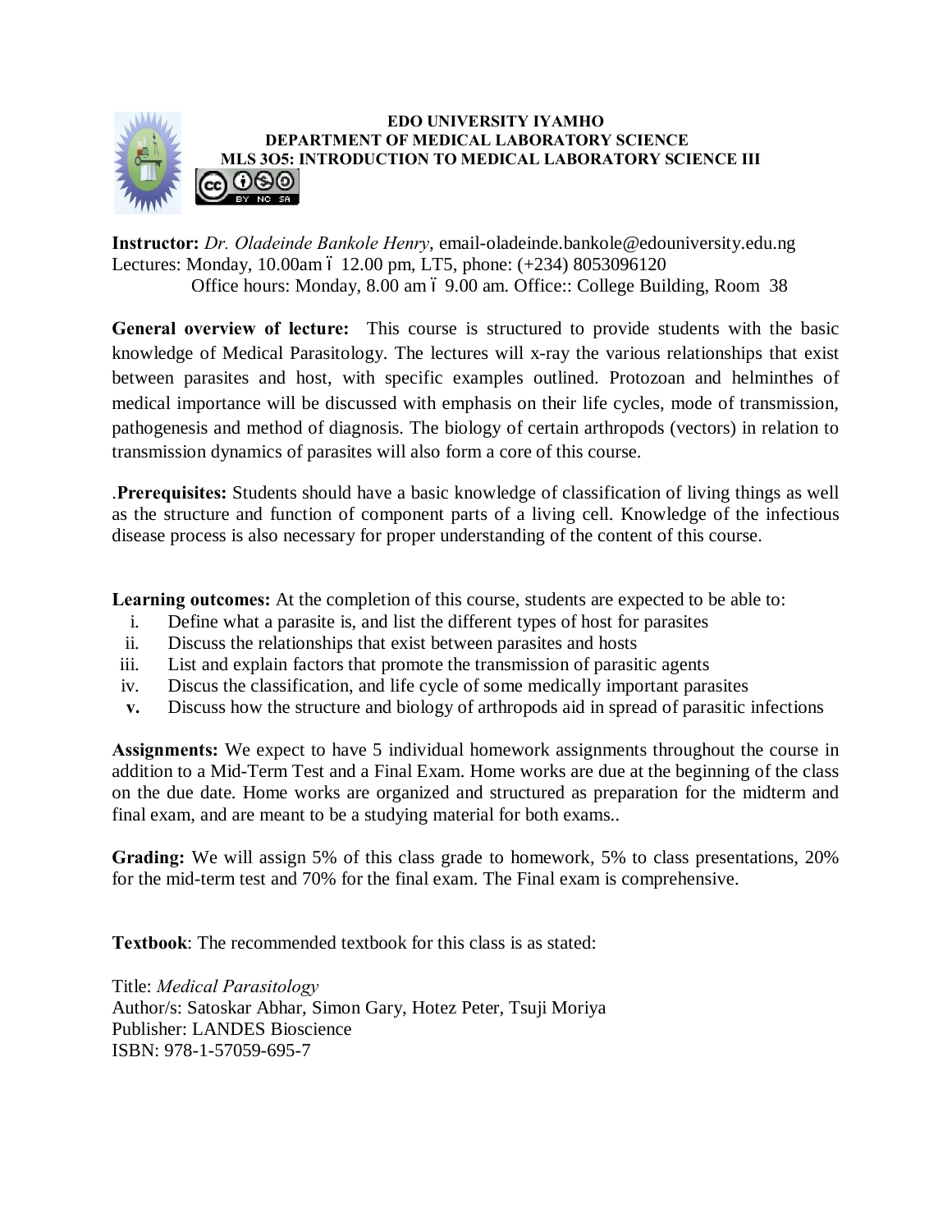# EDO UNIVERSITY IYAMHO
## DEPARTMENT OF MEDICAL LABORATORY SCIENCE
## MLS 3O5: INTRODUCTION TO MEDICAL LABORATORY SCIENCE III

**Instructor:** *Dr. Oladeinde Bankole Henry*, email-oladeinde.bankole@edouniversity.edu.ng
Lectures: Monday, 10.00am ó 12.00 pm, LT5, phone: (+234) 8053096120
Office hours: Monday, 8.00 am ó 9.00 am. Office:: College Building, Room 38

**General overview of lecture:** This course is structured to provide students with the basic knowledge of Medical Parasitology. The lectures will x-ray the various relationships that exist between parasites and host, with specific examples outlined. Protozoan and helminthes of medical importance will be discussed with emphasis on their life cycles, mode of transmission, pathogenesis and method of diagnosis. The biology of certain arthropods (vectors) in relation to transmission dynamics of parasites will also form a core of this course.

.**Prerequisites:** Students should have a basic knowledge of classification of living things as well as the structure and function of component parts of a living cell. Knowledge of the infectious disease process is also necessary for proper understanding of the content of this course.

**Learning outcomes:** At the completion of this course, students are expected to be able to:

- i. Define what a parasite is, and list the different types of host for parasites
- ii. Discuss the relationships that exist between parasites and hosts
- iii. List and explain factors that promote the transmission of parasitic agents
- iv. Discus the classification, and life cycle of some medically important parasites
- **v.** Discuss how the structure and biology of arthropods aid in spread of parasitic infections

**Assignments:** We expect to have 5 individual homework assignments throughout the course in addition to a Mid-Term Test and a Final Exam. Home works are due at the beginning of the class on the due date. Home works are organized and structured as preparation for the midterm and final exam, and are meant to be a studying material for both exams..

**Grading:** We will assign 5% of this class grade to homework, 5% to class presentations, 20% for the mid-term test and 70% for the final exam. The Final exam is comprehensive.

**Textbook**: The recommended textbook for this class is as stated:

Title: *Medical Parasitology*
Author/s: Satoskar Abhar, Simon Gary, Hotez Peter, Tsuji Moriya
Publisher: LANDES Bioscience
ISBN: 978-1-57059-695-7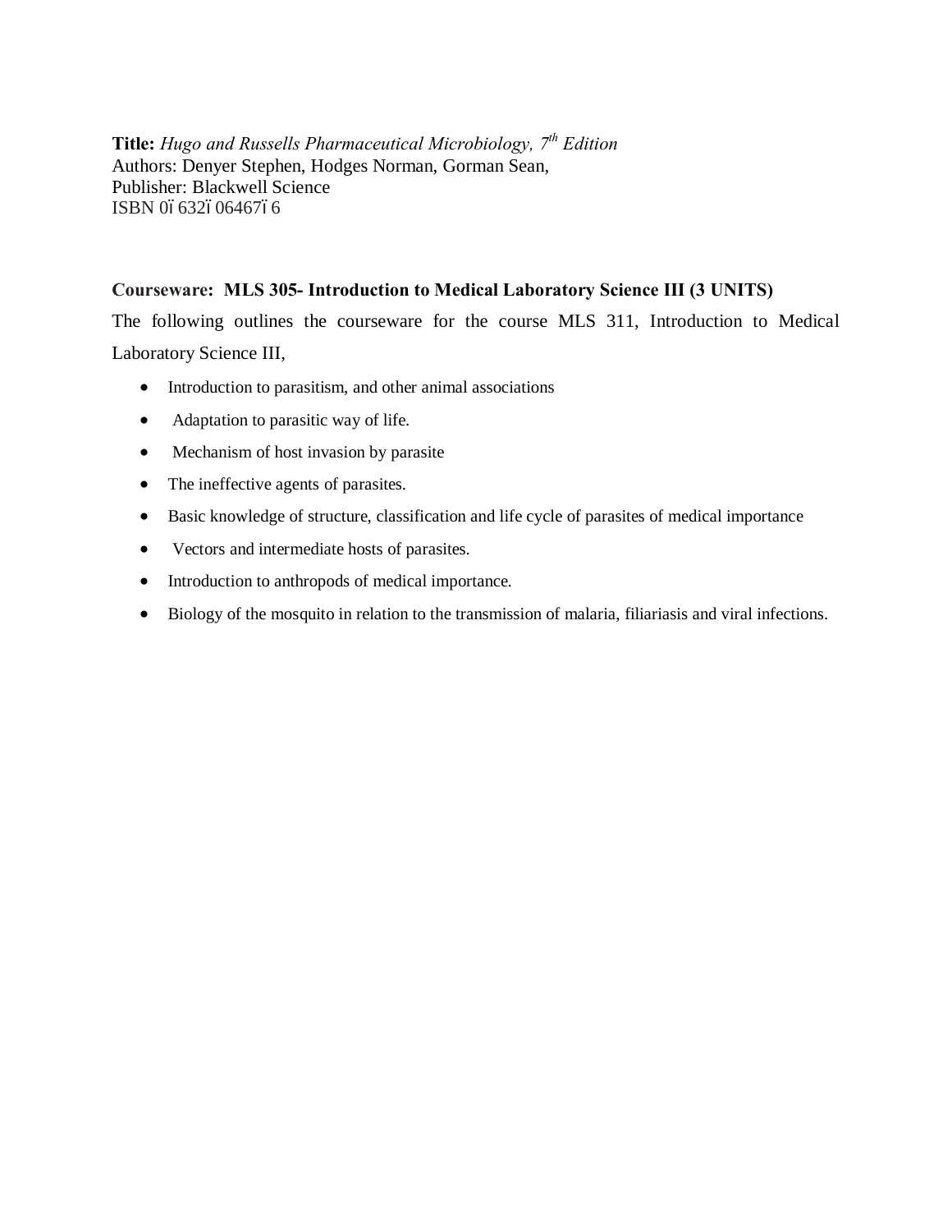**Title:** *Hugo and Russells Pharmaceutical Microbiology, 7th Edition*
Authors: Denyer Stephen, Hodges Norman, Gorman Sean,
Publisher: Blackwell Science
ISBN 0ï 632ï 06467ï 6

**Courseware: MLS 305- Introduction to Medical Laboratory Science III (3 UNITS)**

The following outlines the courseware for the course MLS 311, Introduction to Medical Laboratory Science III,

- Introduction to parasitism, and other animal associations
- Adaptation to parasitic way of life.
- Mechanism of host invasion by parasite
- The ineffective agents of parasites.
- Basic knowledge of structure, classification and life cycle of parasites of medical importance
- Vectors and intermediate hosts of parasites.
- Introduction to anthropods of medical importance.
- Biology of the mosquito in relation to the transmission of malaria, filiariasis and viral infections.